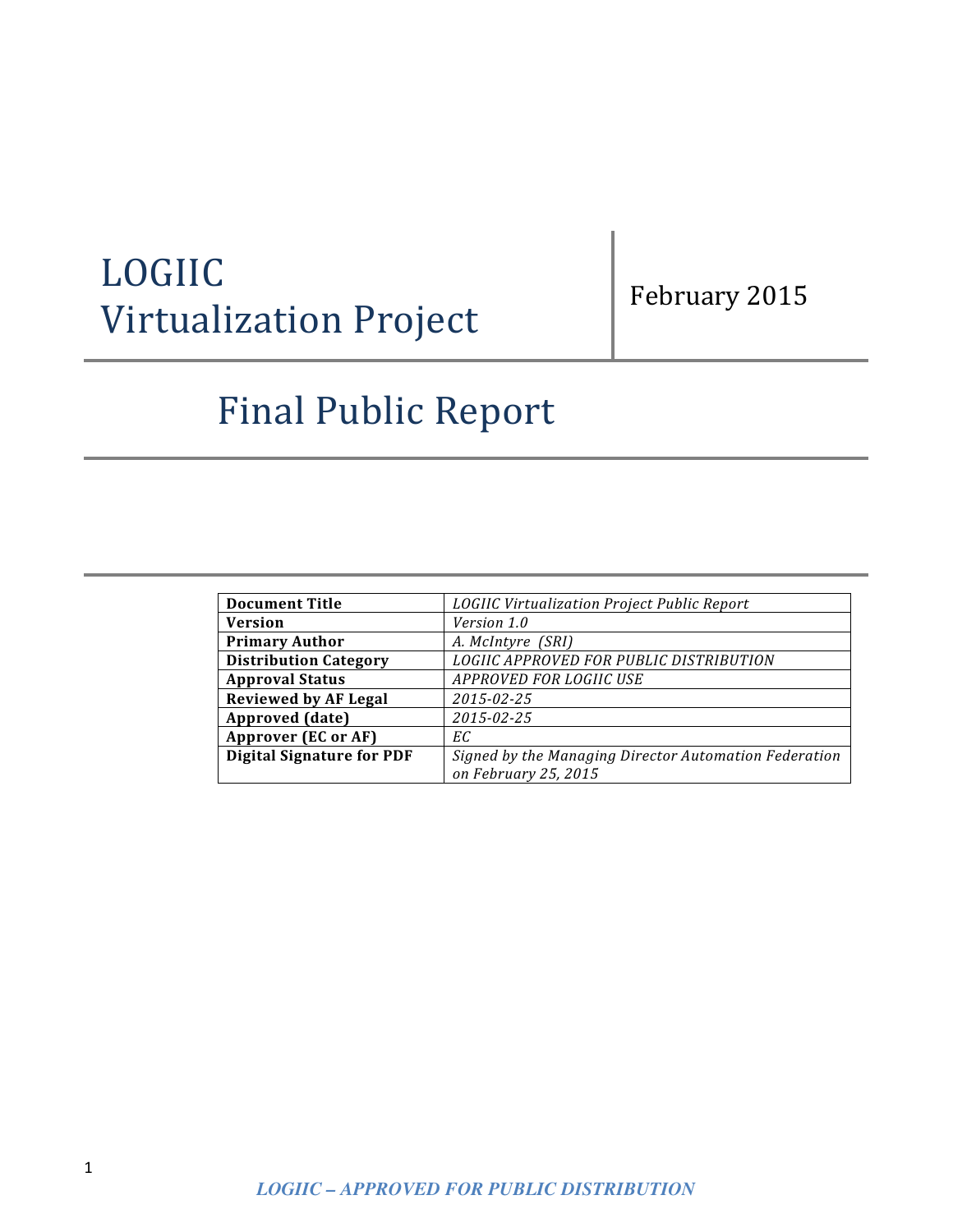# LOGIIC Virtualization Project

February 2015

## Final Public Report

| Document Title | *LOGIIC Virtualization Project Public Report* |
|---|---|
| **Version** | *Version 1.0* |
| **Primary Author** | *A. McIntyre (SRI)* |
| **Distribution Category** | *LOGIIC APPROVED FOR PUBLIC DISTRIBUTION* |
| **Approval Status** | *APPROVED FOR LOGIIC USE* |
| **Reviewed by AF Legal** | *2015-02-25* |
| **Approved (date)** | *2015-02-25* |
| **Approver (EC or AF)** | *EC* |
| **Digital Signature for PDF** | *Signed by the Managing Director Automation Federation on February 25, 2015* |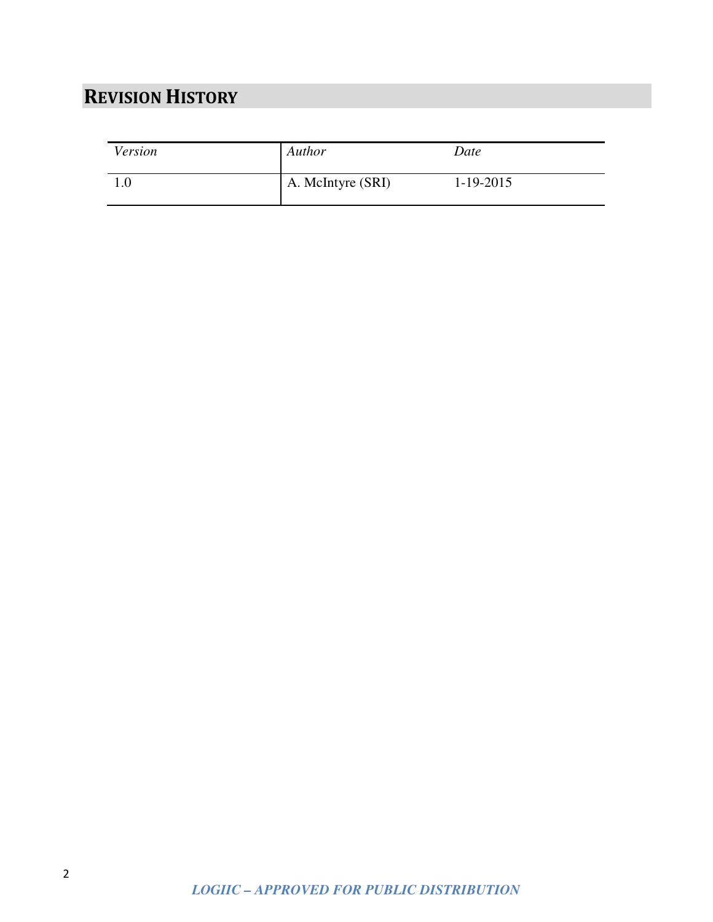## REVISION HISTORY

| *Version* | *Author* | *Date* |
|---|---|---|
| 1.0 | A. McIntyre (SRI) | 1-19-2015 |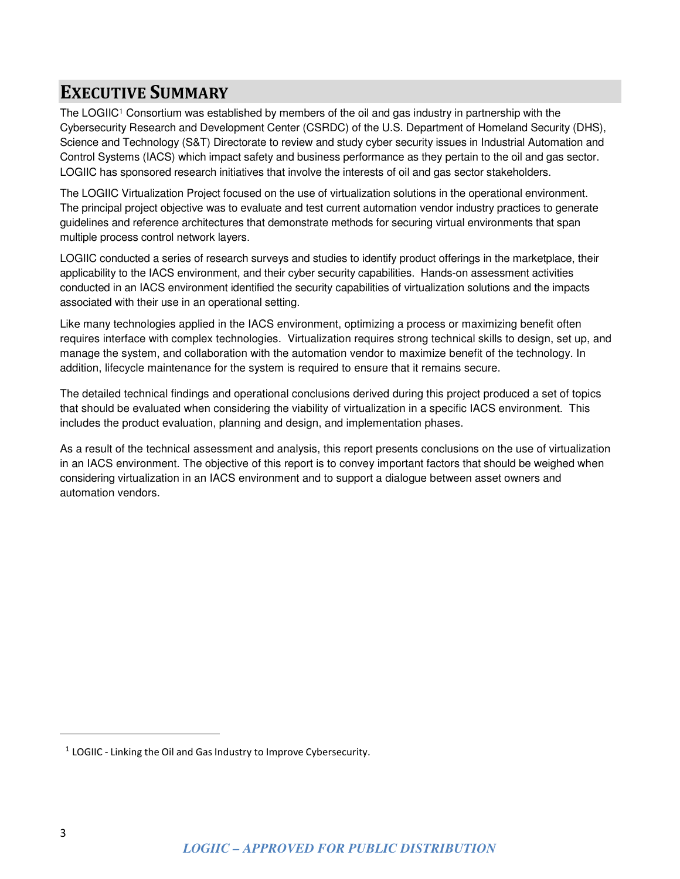# Executive Summary

The LOGIIC[1] Consortium was established by members of the oil and gas industry in partnership with the Cybersecurity Research and Development Center (CSRDC) of the U.S. Department of Homeland Security (DHS), Science and Technology (S&T) Directorate to review and study cyber security issues in Industrial Automation and Control Systems (IACS) which impact safety and business performance as they pertain to the oil and gas sector. LOGIIC has sponsored research initiatives that involve the interests of oil and gas sector stakeholders.

The LOGIIC Virtualization Project focused on the use of virtualization solutions in the operational environment. The principal project objective was to evaluate and test current automation vendor industry practices to generate guidelines and reference architectures that demonstrate methods for securing virtual environments that span multiple process control network layers.

LOGIIC conducted a series of research surveys and studies to identify product offerings in the marketplace, their applicability to the IACS environment, and their cyber security capabilities. Hands-on assessment activities conducted in an IACS environment identified the security capabilities of virtualization solutions and the impacts associated with their use in an operational setting.

Like many technologies applied in the IACS environment, optimizing a process or maximizing benefit often requires interface with complex technologies. Virtualization requires strong technical skills to design, set up, and manage the system, and collaboration with the automation vendor to maximize benefit of the technology. In addition, lifecycle maintenance for the system is required to ensure that it remains secure.

The detailed technical findings and operational conclusions derived during this project produced a set of topics that should be evaluated when considering the viability of virtualization in a specific IACS environment. This includes the product evaluation, planning and design, and implementation phases.

As a result of the technical assessment and analysis, this report presents conclusions on the use of virtualization in an IACS environment. The objective of this report is to convey important factors that should be weighed when considering virtualization in an IACS environment and to support a dialogue between asset owners and automation vendors.

---

[1] LOGIIC - Linking the Oil and Gas Industry to Improve Cybersecurity.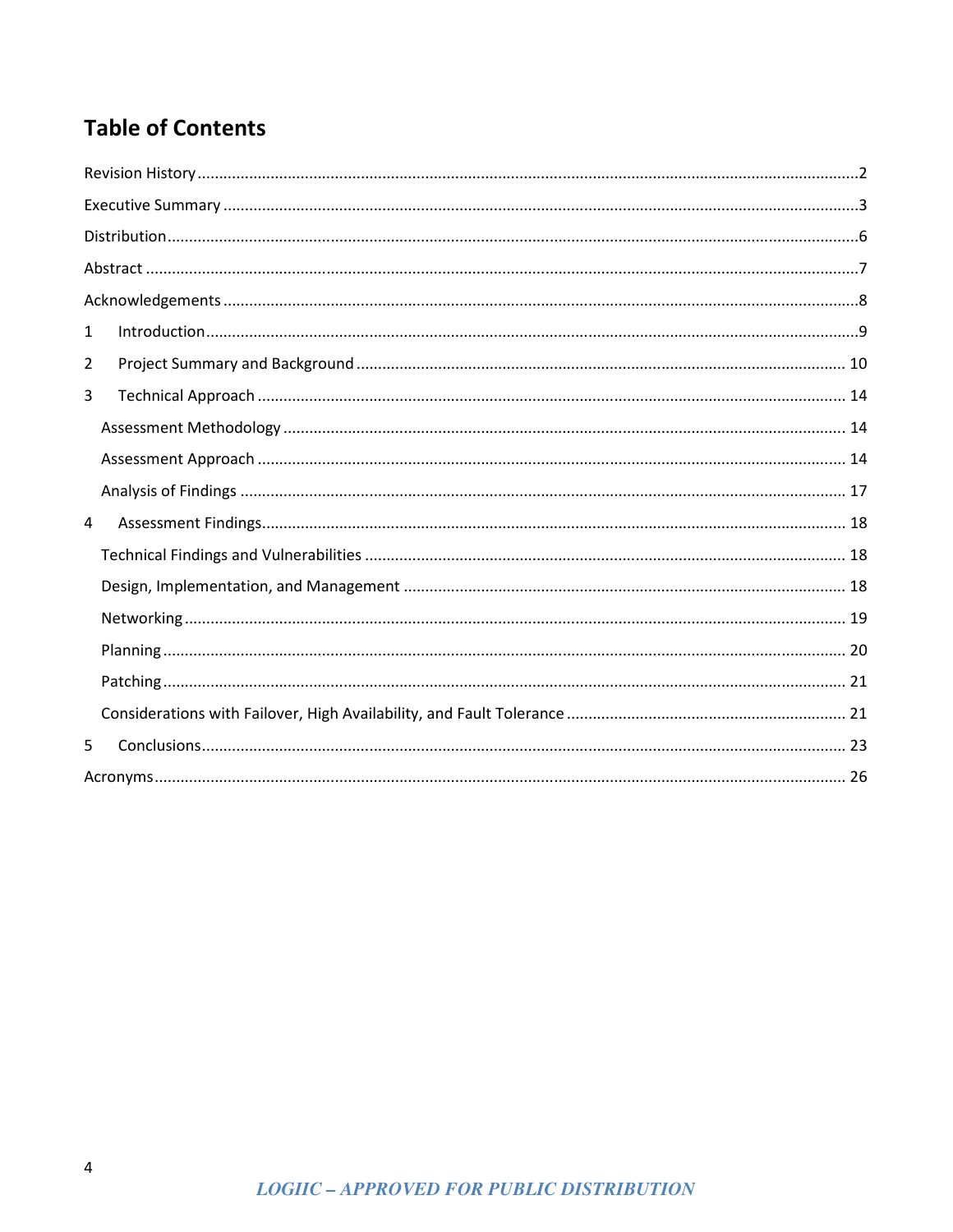## Table of Contents

Revision History ..... 2

Executive Summary ..... 3

Distribution ..... 6

Abstract ..... 7

Acknowledgements ..... 8

1 Introduction ..... 9

2 Project Summary and Background ..... 10

3 Technical Approach ..... 14

- Assessment Methodology ..... 14
- Assessment Approach ..... 14
- Analysis of Findings ..... 17

4 Assessment Findings ..... 18

- Technical Findings and Vulnerabilities ..... 18
- Design, Implementation, and Management ..... 18
- Networking ..... 19
- Planning ..... 20
- Patching ..... 21
- Considerations with Failover, High Availability, and Fault Tolerance ..... 21

5 Conclusions ..... 23

Acronyms ..... 26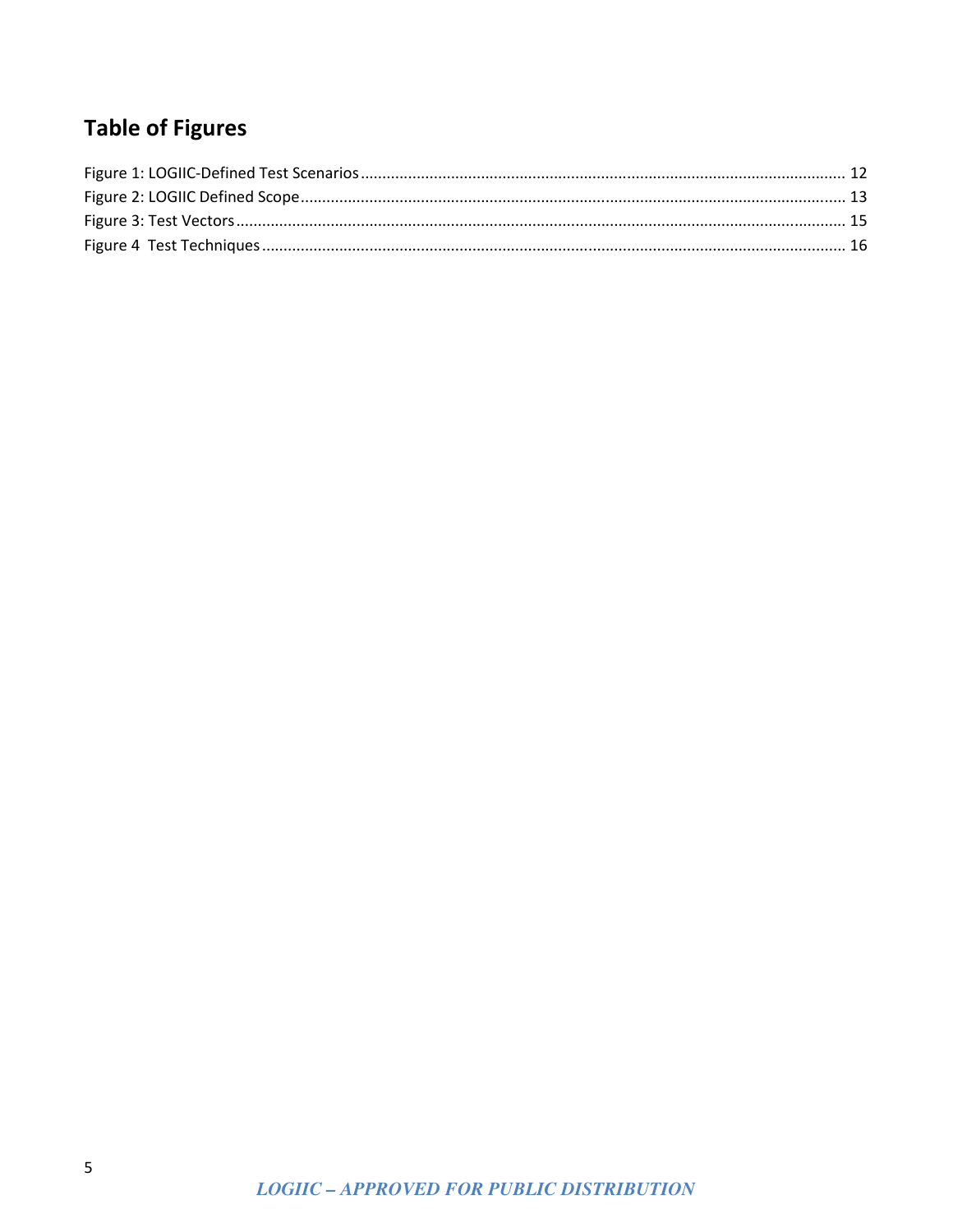# Table of Figures

Figure 1: LOGIIC-Defined Test Scenarios ........................................................................................................ 12
Figure 2: LOGIIC Defined Scope ..................................................................................................................... 13
Figure 3: Test Vectors .................................................................................................................................... 15
Figure 4 Test Techniques ............................................................................................................................... 16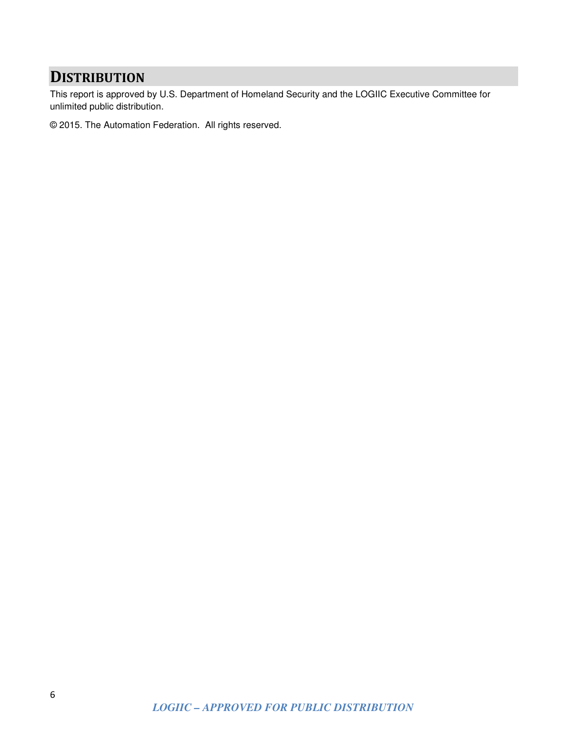# DISTRIBUTION

This report is approved by U.S. Department of Homeland Security and the LOGIIC Executive Committee for unlimited public distribution.

© 2015. The Automation Federation. All rights reserved.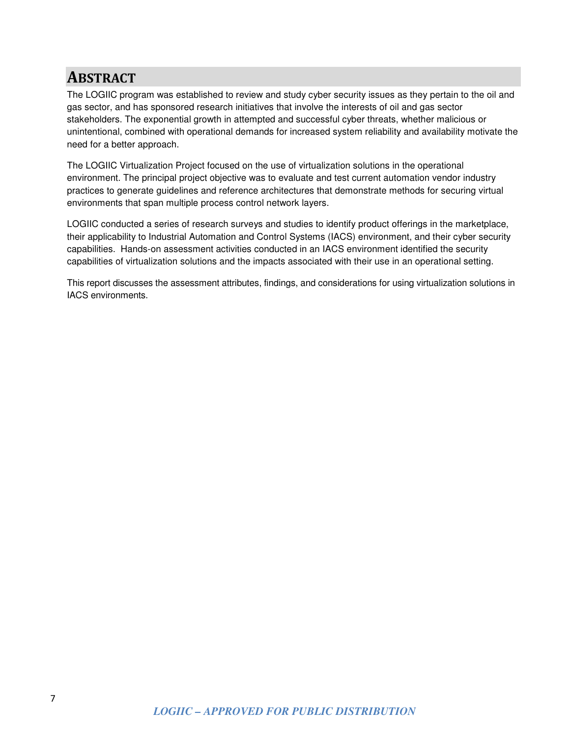# Abstract

The LOGIIC program was established to review and study cyber security issues as they pertain to the oil and gas sector, and has sponsored research initiatives that involve the interests of oil and gas sector stakeholders. The exponential growth in attempted and successful cyber threats, whether malicious or unintentional, combined with operational demands for increased system reliability and availability motivate the need for a better approach.

The LOGIIC Virtualization Project focused on the use of virtualization solutions in the operational environment. The principal project objective was to evaluate and test current automation vendor industry practices to generate guidelines and reference architectures that demonstrate methods for securing virtual environments that span multiple process control network layers.

LOGIIC conducted a series of research surveys and studies to identify product offerings in the marketplace, their applicability to Industrial Automation and Control Systems (IACS) environment, and their cyber security capabilities. Hands-on assessment activities conducted in an IACS environment identified the security capabilities of virtualization solutions and the impacts associated with their use in an operational setting.

This report discusses the assessment attributes, findings, and considerations for using virtualization solutions in IACS environments.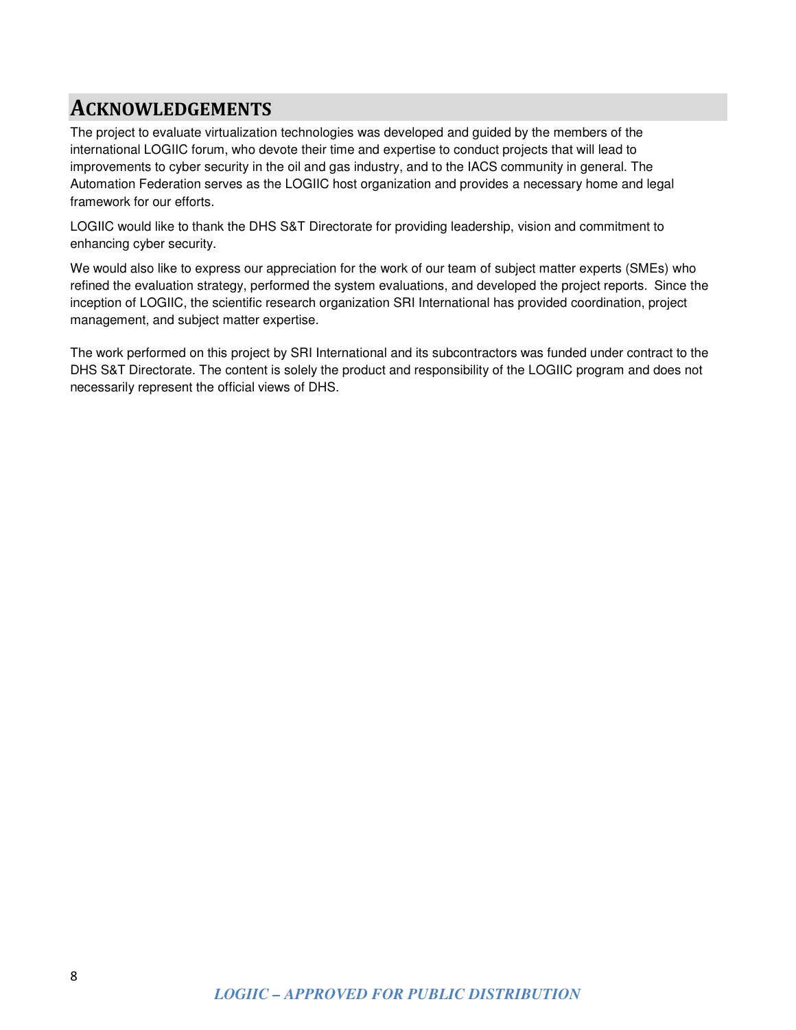# ACKNOWLEDGEMENTS

The project to evaluate virtualization technologies was developed and guided by the members of the international LOGIIC forum, who devote their time and expertise to conduct projects that will lead to improvements to cyber security in the oil and gas industry, and to the IACS community in general. The Automation Federation serves as the LOGIIC host organization and provides a necessary home and legal framework for our efforts.

LOGIIC would like to thank the DHS S&T Directorate for providing leadership, vision and commitment to enhancing cyber security.

We would also like to express our appreciation for the work of our team of subject matter experts (SMEs) who refined the evaluation strategy, performed the system evaluations, and developed the project reports. Since the inception of LOGIIC, the scientific research organization SRI International has provided coordination, project management, and subject matter expertise.

The work performed on this project by SRI International and its subcontractors was funded under contract to the DHS S&T Directorate. The content is solely the product and responsibility of the LOGIIC program and does not necessarily represent the official views of DHS.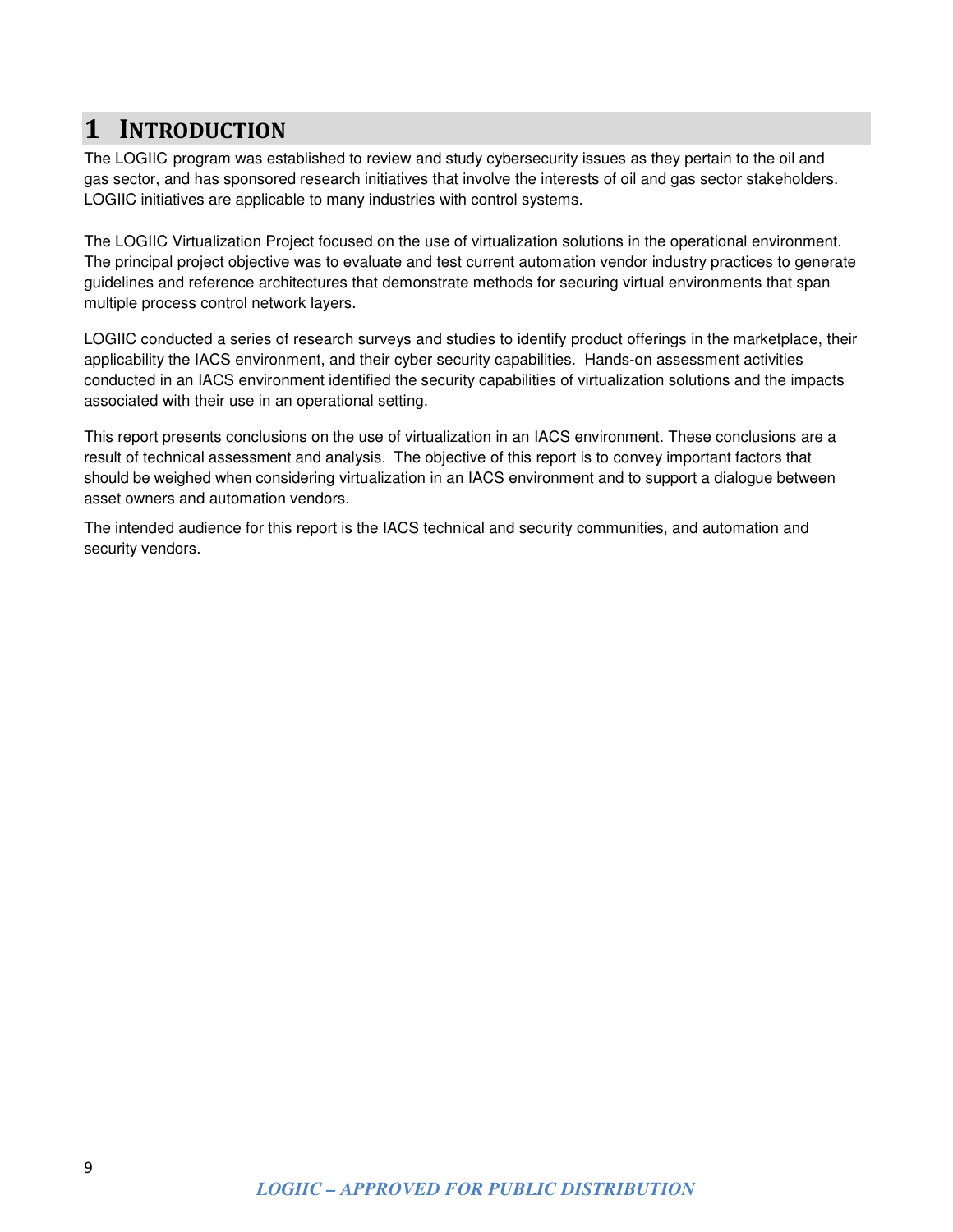# 1 INTRODUCTION

The LOGIIC program was established to review and study cybersecurity issues as they pertain to the oil and gas sector, and has sponsored research initiatives that involve the interests of oil and gas sector stakeholders. LOGIIC initiatives are applicable to many industries with control systems.

The LOGIIC Virtualization Project focused on the use of virtualization solutions in the operational environment. The principal project objective was to evaluate and test current automation vendor industry practices to generate guidelines and reference architectures that demonstrate methods for securing virtual environments that span multiple process control network layers.

LOGIIC conducted a series of research surveys and studies to identify product offerings in the marketplace, their applicability the IACS environment, and their cyber security capabilities. Hands-on assessment activities conducted in an IACS environment identified the security capabilities of virtualization solutions and the impacts associated with their use in an operational setting.

This report presents conclusions on the use of virtualization in an IACS environment. These conclusions are a result of technical assessment and analysis. The objective of this report is to convey important factors that should be weighed when considering virtualization in an IACS environment and to support a dialogue between asset owners and automation vendors.

The intended audience for this report is the IACS technical and security communities, and automation and security vendors.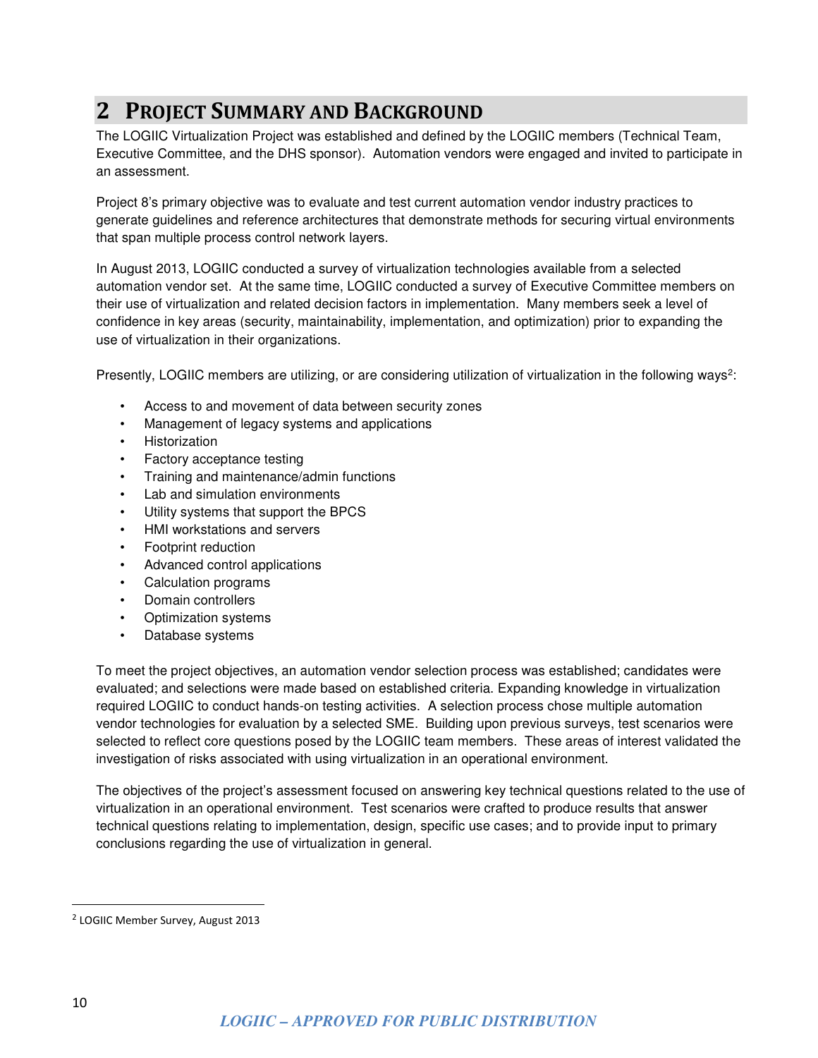# 2 Project Summary and Background

The LOGIIC Virtualization Project was established and defined by the LOGIIC members (Technical Team, Executive Committee, and the DHS sponsor). Automation vendors were engaged and invited to participate in an assessment.

Project 8's primary objective was to evaluate and test current automation vendor industry practices to generate guidelines and reference architectures that demonstrate methods for securing virtual environments that span multiple process control network layers.

In August 2013, LOGIIC conducted a survey of virtualization technologies available from a selected automation vendor set. At the same time, LOGIIC conducted a survey of Executive Committee members on their use of virtualization and related decision factors in implementation. Many members seek a level of confidence in key areas (security, maintainability, implementation, and optimization) prior to expanding the use of virtualization in their organizations.

Presently, LOGIIC members are utilizing, or are considering utilization of virtualization in the following ways[2]:

- Access to and movement of data between security zones
- Management of legacy systems and applications
- Historization
- Factory acceptance testing
- Training and maintenance/admin functions
- Lab and simulation environments
- Utility systems that support the BPCS
- HMI workstations and servers
- Footprint reduction
- Advanced control applications
- Calculation programs
- Domain controllers
- Optimization systems
- Database systems

To meet the project objectives, an automation vendor selection process was established; candidates were evaluated; and selections were made based on established criteria. Expanding knowledge in virtualization required LOGIIC to conduct hands-on testing activities. A selection process chose multiple automation vendor technologies for evaluation by a selected SME. Building upon previous surveys, test scenarios were selected to reflect core questions posed by the LOGIIC team members. These areas of interest validated the investigation of risks associated with using virtualization in an operational environment.

The objectives of the project's assessment focused on answering key technical questions related to the use of virtualization in an operational environment. Test scenarios were crafted to produce results that answer technical questions relating to implementation, design, specific use cases; and to provide input to primary conclusions regarding the use of virtualization in general.

[2] LOGIIC Member Survey, August 2013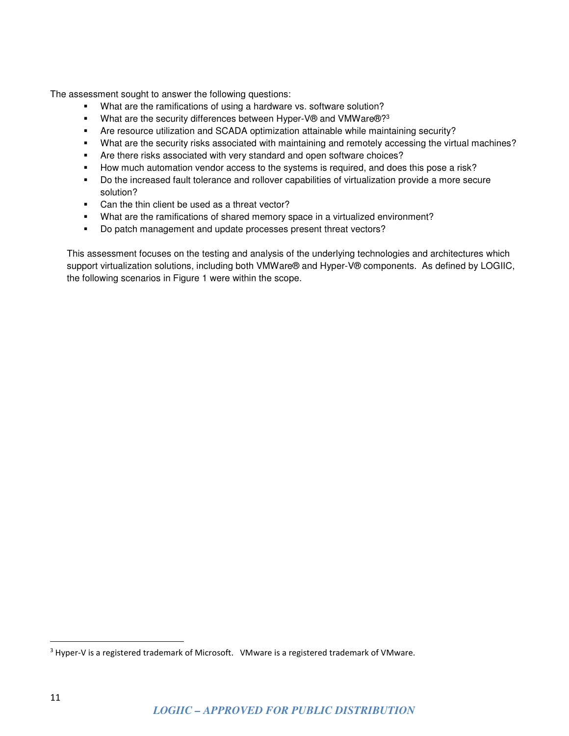The assessment sought to answer the following questions:

- What are the ramifications of using a hardware vs. software solution?
- What are the security differences between Hyper-V® and VMWare®?[3]
- Are resource utilization and SCADA optimization attainable while maintaining security?
- What are the security risks associated with maintaining and remotely accessing the virtual machines?
- Are there risks associated with very standard and open software choices?
- How much automation vendor access to the systems is required, and does this pose a risk?
- Do the increased fault tolerance and rollover capabilities of virtualization provide a more secure solution?
- Can the thin client be used as a threat vector?
- What are the ramifications of shared memory space in a virtualized environment?
- Do patch management and update processes present threat vectors?

This assessment focuses on the testing and analysis of the underlying technologies and architectures which support virtualization solutions, including both VMWare® and Hyper-V® components. As defined by LOGIIC, the following scenarios in Figure 1 were within the scope.

[3] Hyper-V is a registered trademark of Microsoft. VMware is a registered trademark of VMware.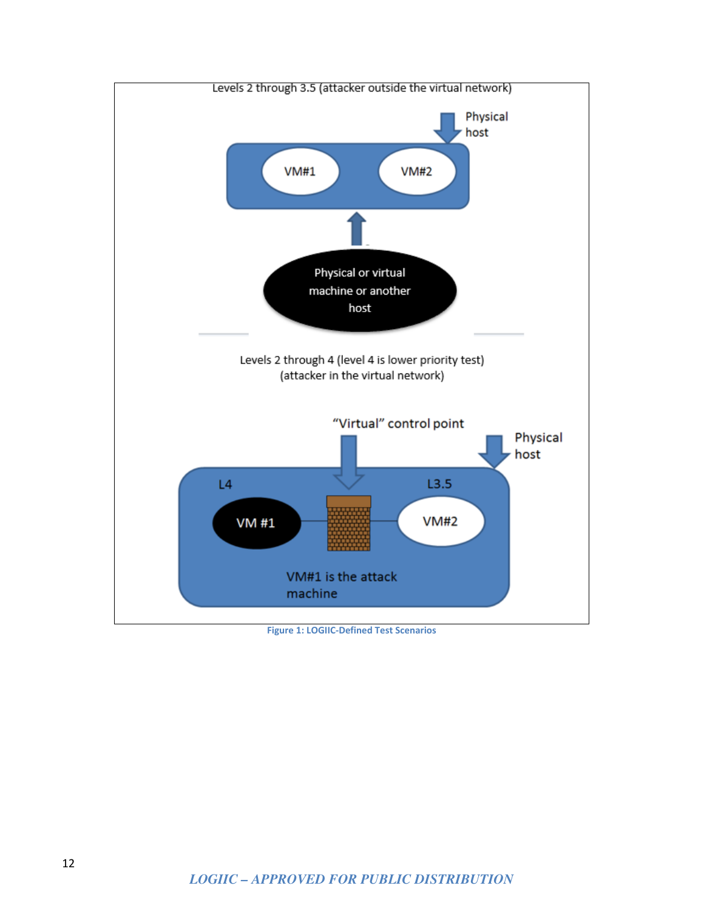Levels 2 through 3.5 (attacker outside the virtual network)

Physical host

VM#1

VM#2

Physical or virtual machine or another host

Levels 2 through 4 (level 4 is lower priority test)
(attacker in the virtual network)

"Virtual" control point

Physical host

L4

L3.5

VM #1

VM#2

VM#1 is the attack machine

**Figure 1: LOGIIC-Defined Test Scenarios**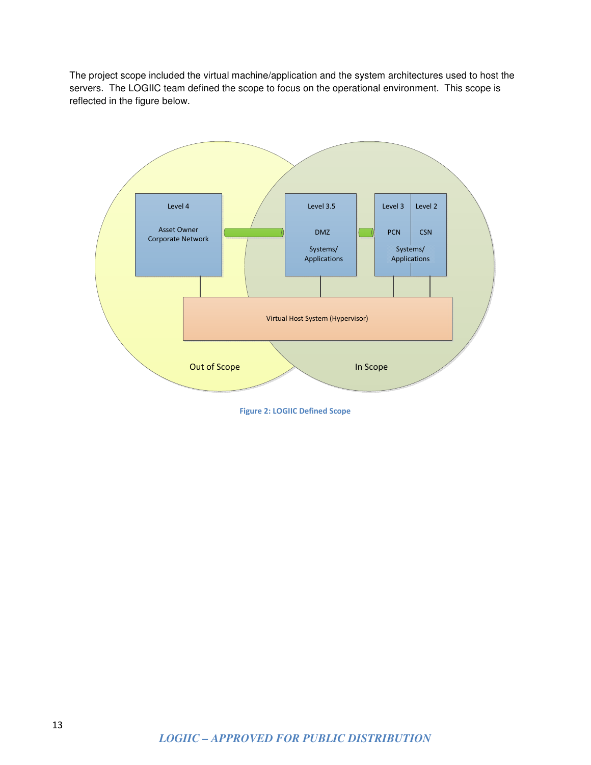The project scope included the virtual machine/application and the system architectures used to host the servers. The LOGIIC team defined the scope to focus on the operational environment. This scope is reflected in the figure below.

Figure 2: LOGIIC Defined Scope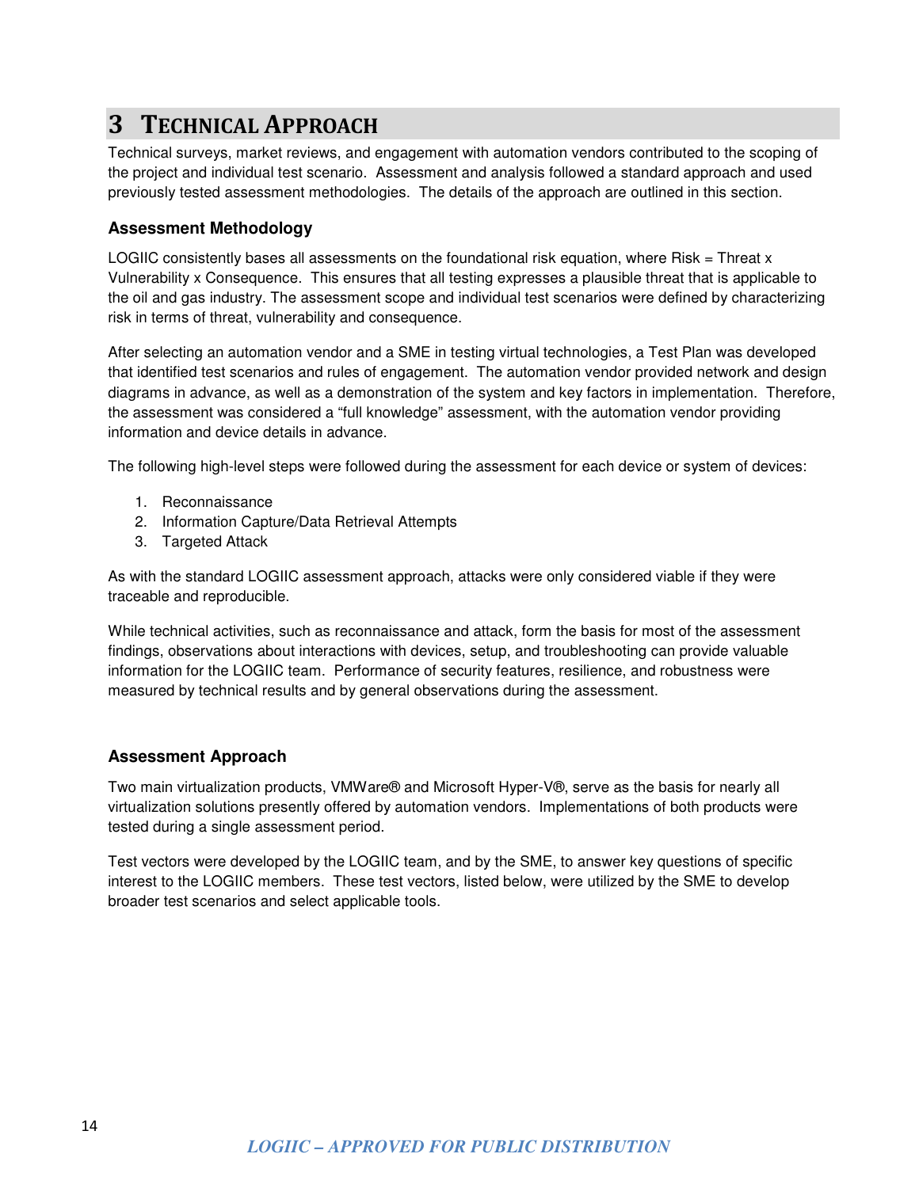# 3 TECHNICAL APPROACH

Technical surveys, market reviews, and engagement with automation vendors contributed to the scoping of the project and individual test scenario. Assessment and analysis followed a standard approach and used previously tested assessment methodologies. The details of the approach are outlined in this section.

### Assessment Methodology

LOGIIC consistently bases all assessments on the foundational risk equation, where Risk = Threat x Vulnerability x Consequence. This ensures that all testing expresses a plausible threat that is applicable to the oil and gas industry. The assessment scope and individual test scenarios were defined by characterizing risk in terms of threat, vulnerability and consequence.

After selecting an automation vendor and a SME in testing virtual technologies, a Test Plan was developed that identified test scenarios and rules of engagement. The automation vendor provided network and design diagrams in advance, as well as a demonstration of the system and key factors in implementation. Therefore, the assessment was considered a "full knowledge" assessment, with the automation vendor providing information and device details in advance.

The following high-level steps were followed during the assessment for each device or system of devices:

1. Reconnaissance
2. Information Capture/Data Retrieval Attempts
3. Targeted Attack

As with the standard LOGIIC assessment approach, attacks were only considered viable if they were traceable and reproducible.

While technical activities, such as reconnaissance and attack, form the basis for most of the assessment findings, observations about interactions with devices, setup, and troubleshooting can provide valuable information for the LOGIIC team. Performance of security features, resilience, and robustness were measured by technical results and by general observations during the assessment.

### Assessment Approach

Two main virtualization products, VMWare® and Microsoft Hyper-V®, serve as the basis for nearly all virtualization solutions presently offered by automation vendors. Implementations of both products were tested during a single assessment period.

Test vectors were developed by the LOGIIC team, and by the SME, to answer key questions of specific interest to the LOGIIC members. These test vectors, listed below, were utilized by the SME to develop broader test scenarios and select applicable tools.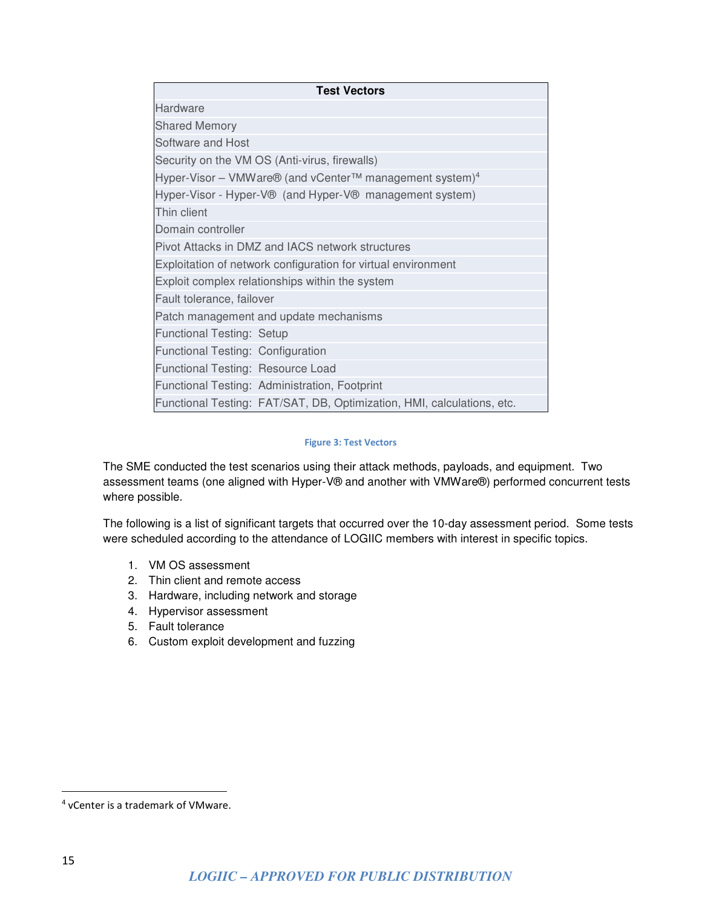| Test Vectors |
| --- |
| Hardware |
| Shared Memory |
| Software and Host |
| Security on the VM OS (Anti-virus, firewalls) |
| Hyper-Visor – VMWare® (and vCenter™ management system)[4] |
| Hyper-Visor - Hyper-V® (and Hyper-V® management system) |
| Thin client |
| Domain controller |
| Pivot Attacks in DMZ and IACS network structures |
| Exploitation of network configuration for virtual environment |
| Exploit complex relationships within the system |
| Fault tolerance, failover |
| Patch management and update mechanisms |
| Functional Testing: Setup |
| Functional Testing: Configuration |
| Functional Testing: Resource Load |
| Functional Testing: Administration, Footprint |
| Functional Testing: FAT/SAT, DB, Optimization, HMI, calculations, etc. |

Figure 3: Test Vectors

The SME conducted the test scenarios using their attack methods, payloads, and equipment. Two assessment teams (one aligned with Hyper-V® and another with VMWare®) performed concurrent tests where possible.

The following is a list of significant targets that occurred over the 10-day assessment period. Some tests were scheduled according to the attendance of LOGIIC members with interest in specific topics.

1. VM OS assessment
2. Thin client and remote access
3. Hardware, including network and storage
4. Hypervisor assessment
5. Fault tolerance
6. Custom exploit development and fuzzing

---

[4] vCenter is a trademark of VMware.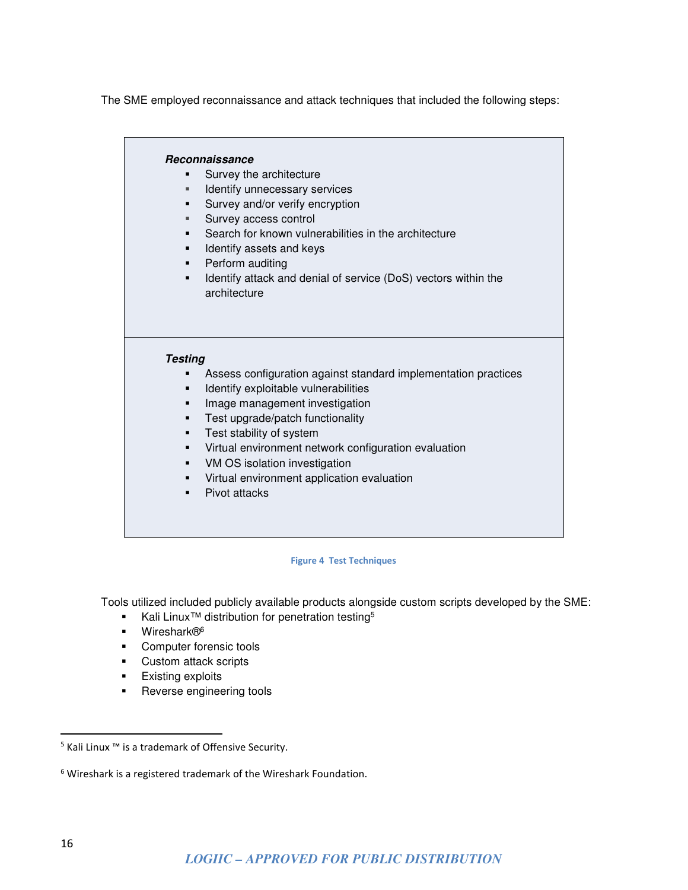The SME employed reconnaissance and attack techniques that included the following steps:

***Reconnaissance***

- Survey the architecture
- Identify unnecessary services
- Survey and/or verify encryption
- Survey access control
- Search for known vulnerabilities in the architecture
- Identify assets and keys
- Perform auditing
- Identify attack and denial of service (DoS) vectors within the architecture

***Testing***

- Assess configuration against standard implementation practices
- Identify exploitable vulnerabilities
- Image management investigation
- Test upgrade/patch functionality
- Test stability of system
- Virtual environment network configuration evaluation
- VM OS isolation investigation
- Virtual environment application evaluation
- Pivot attacks

**Figure 4 Test Techniques**

Tools utilized included publicly available products alongside custom scripts developed by the SME:

- Kali Linux™ distribution for penetration testing[5]
- Wireshark®[6]
- Computer forensic tools
- Custom attack scripts
- Existing exploits
- Reverse engineering tools

[5] Kali Linux ™ is a trademark of Offensive Security.

[6] Wireshark is a registered trademark of the Wireshark Foundation.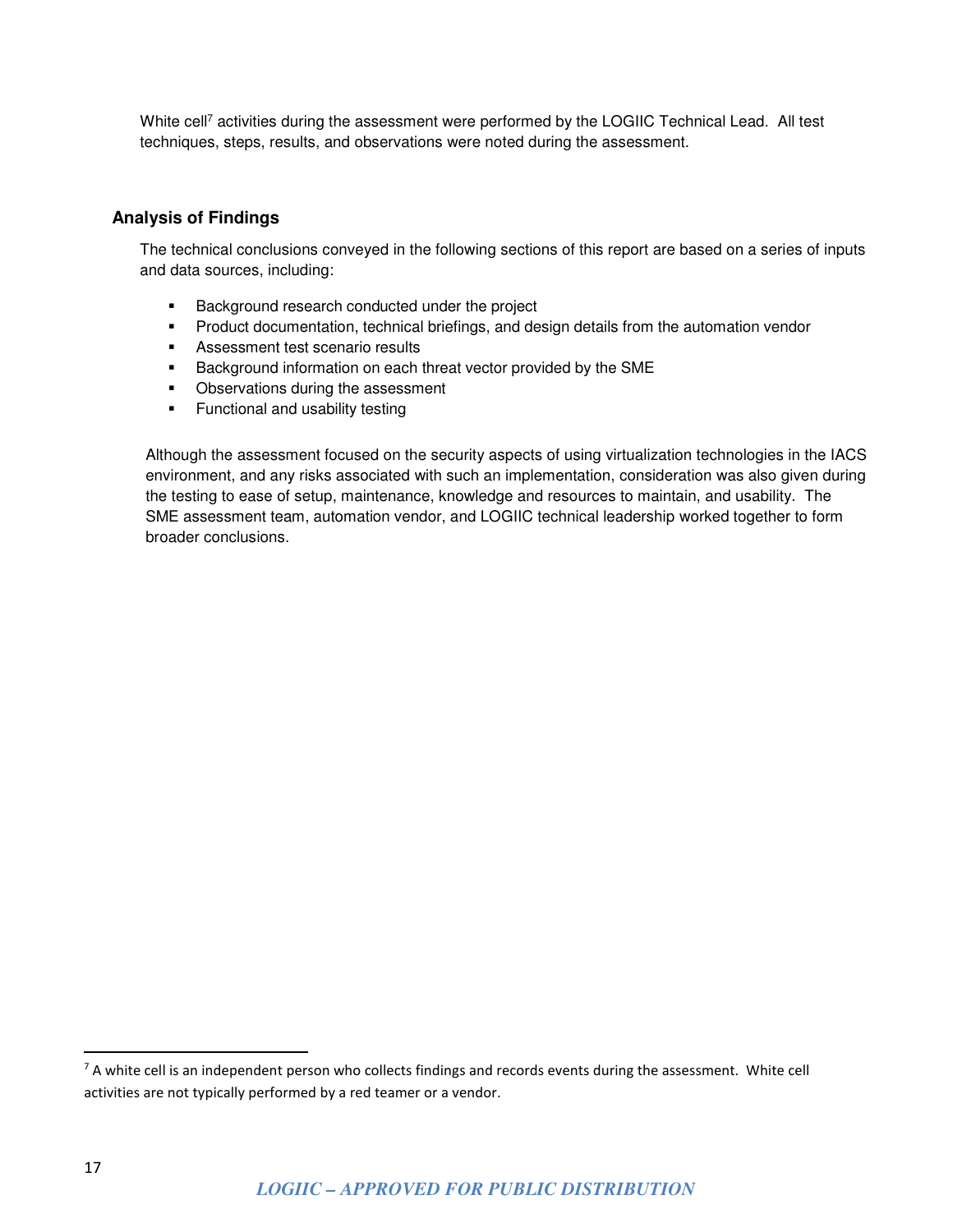White cell[7] activities during the assessment were performed by the LOGIIC Technical Lead. All test techniques, steps, results, and observations were noted during the assessment.

## Analysis of Findings

The technical conclusions conveyed in the following sections of this report are based on a series of inputs and data sources, including:

- Background research conducted under the project
- Product documentation, technical briefings, and design details from the automation vendor
- Assessment test scenario results
- Background information on each threat vector provided by the SME
- Observations during the assessment
- Functional and usability testing

Although the assessment focused on the security aspects of using virtualization technologies in the IACS environment, and any risks associated with such an implementation, consideration was also given during the testing to ease of setup, maintenance, knowledge and resources to maintain, and usability. The SME assessment team, automation vendor, and LOGIIC technical leadership worked together to form broader conclusions.

---

[7] A white cell is an independent person who collects findings and records events during the assessment. White cell activities are not typically performed by a red teamer or a vendor.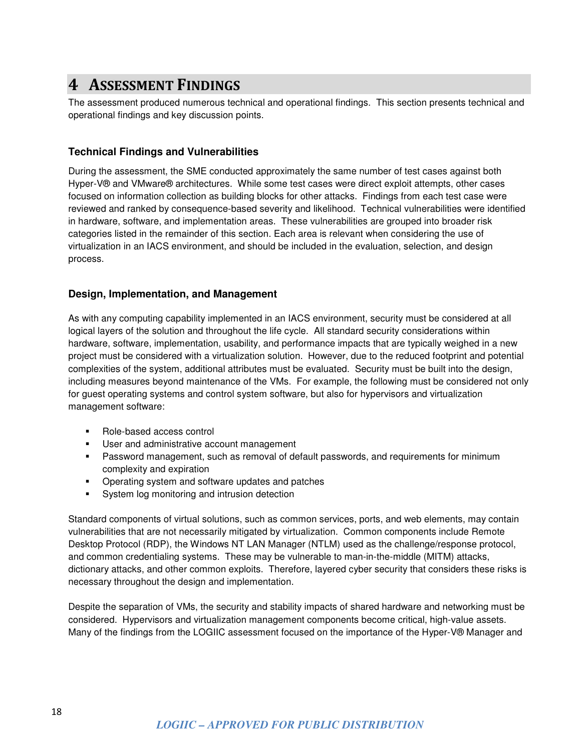# 4 Assessment Findings

The assessment produced numerous technical and operational findings. This section presents technical and operational findings and key discussion points.

### Technical Findings and Vulnerabilities

During the assessment, the SME conducted approximately the same number of test cases against both Hyper-V® and VMware® architectures. While some test cases were direct exploit attempts, other cases focused on information collection as building blocks for other attacks. Findings from each test case were reviewed and ranked by consequence-based severity and likelihood. Technical vulnerabilities were identified in hardware, software, and implementation areas. These vulnerabilities are grouped into broader risk categories listed in the remainder of this section. Each area is relevant when considering the use of virtualization in an IACS environment, and should be included in the evaluation, selection, and design process.

### Design, Implementation, and Management

As with any computing capability implemented in an IACS environment, security must be considered at all logical layers of the solution and throughout the life cycle. All standard security considerations within hardware, software, implementation, usability, and performance impacts that are typically weighed in a new project must be considered with a virtualization solution. However, due to the reduced footprint and potential complexities of the system, additional attributes must be evaluated. Security must be built into the design, including measures beyond maintenance of the VMs. For example, the following must be considered not only for guest operating systems and control system software, but also for hypervisors and virtualization management software:

- Role-based access control
- User and administrative account management
- Password management, such as removal of default passwords, and requirements for minimum complexity and expiration
- Operating system and software updates and patches
- System log monitoring and intrusion detection

Standard components of virtual solutions, such as common services, ports, and web elements, may contain vulnerabilities that are not necessarily mitigated by virtualization. Common components include Remote Desktop Protocol (RDP), the Windows NT LAN Manager (NTLM) used as the challenge/response protocol, and common credentialing systems. These may be vulnerable to man-in-the-middle (MITM) attacks, dictionary attacks, and other common exploits. Therefore, layered cyber security that considers these risks is necessary throughout the design and implementation.

Despite the separation of VMs, the security and stability impacts of shared hardware and networking must be considered. Hypervisors and virtualization management components become critical, high-value assets. Many of the findings from the LOGIIC assessment focused on the importance of the Hyper-V® Manager and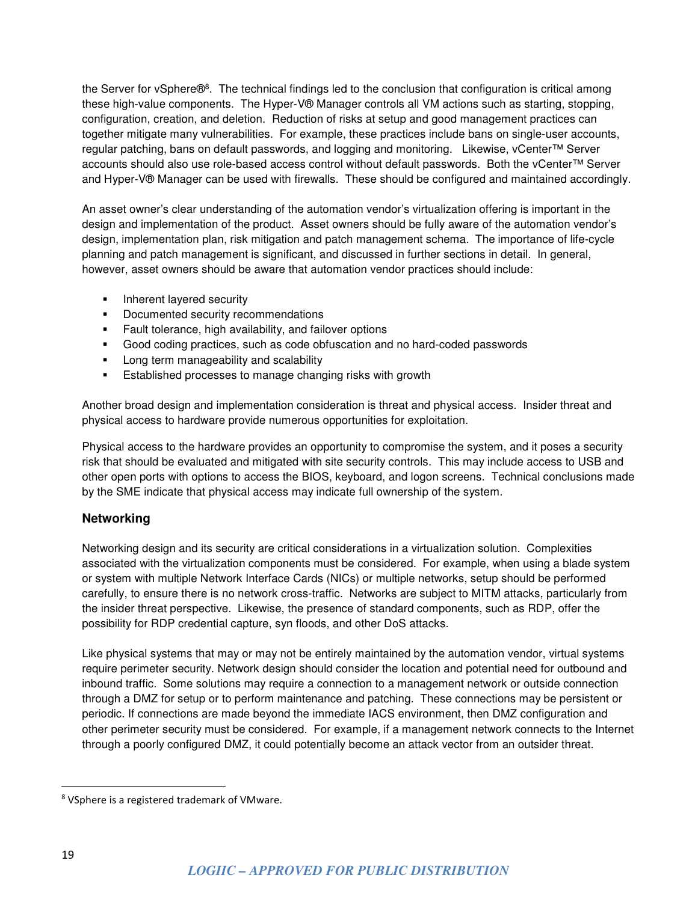the Server for vSphere®[8]. The technical findings led to the conclusion that configuration is critical among these high-value components. The Hyper-V® Manager controls all VM actions such as starting, stopping, configuration, creation, and deletion. Reduction of risks at setup and good management practices can together mitigate many vulnerabilities. For example, these practices include bans on single-user accounts, regular patching, bans on default passwords, and logging and monitoring. Likewise, vCenter™ Server accounts should also use role-based access control without default passwords. Both the vCenter™ Server and Hyper-V® Manager can be used with firewalls. These should be configured and maintained accordingly.

An asset owner's clear understanding of the automation vendor's virtualization offering is important in the design and implementation of the product. Asset owners should be fully aware of the automation vendor's design, implementation plan, risk mitigation and patch management schema. The importance of life-cycle planning and patch management is significant, and discussed in further sections in detail. In general, however, asset owners should be aware that automation vendor practices should include:

- Inherent layered security
- Documented security recommendations
- Fault tolerance, high availability, and failover options
- Good coding practices, such as code obfuscation and no hard-coded passwords
- Long term manageability and scalability
- Established processes to manage changing risks with growth

Another broad design and implementation consideration is threat and physical access. Insider threat and physical access to hardware provide numerous opportunities for exploitation.

Physical access to the hardware provides an opportunity to compromise the system, and it poses a security risk that should be evaluated and mitigated with site security controls. This may include access to USB and other open ports with options to access the BIOS, keyboard, and logon screens. Technical conclusions made by the SME indicate that physical access may indicate full ownership of the system.

### Networking

Networking design and its security are critical considerations in a virtualization solution. Complexities associated with the virtualization components must be considered. For example, when using a blade system or system with multiple Network Interface Cards (NICs) or multiple networks, setup should be performed carefully, to ensure there is no network cross-traffic. Networks are subject to MITM attacks, particularly from the insider threat perspective. Likewise, the presence of standard components, such as RDP, offer the possibility for RDP credential capture, syn floods, and other DoS attacks.

Like physical systems that may or may not be entirely maintained by the automation vendor, virtual systems require perimeter security. Network design should consider the location and potential need for outbound and inbound traffic. Some solutions may require a connection to a management network or outside connection through a DMZ for setup or to perform maintenance and patching. These connections may be persistent or periodic. If connections are made beyond the immediate IACS environment, then DMZ configuration and other perimeter security must be considered. For example, if a management network connects to the Internet through a poorly configured DMZ, it could potentially become an attack vector from an outsider threat.

[8] VSphere is a registered trademark of VMware.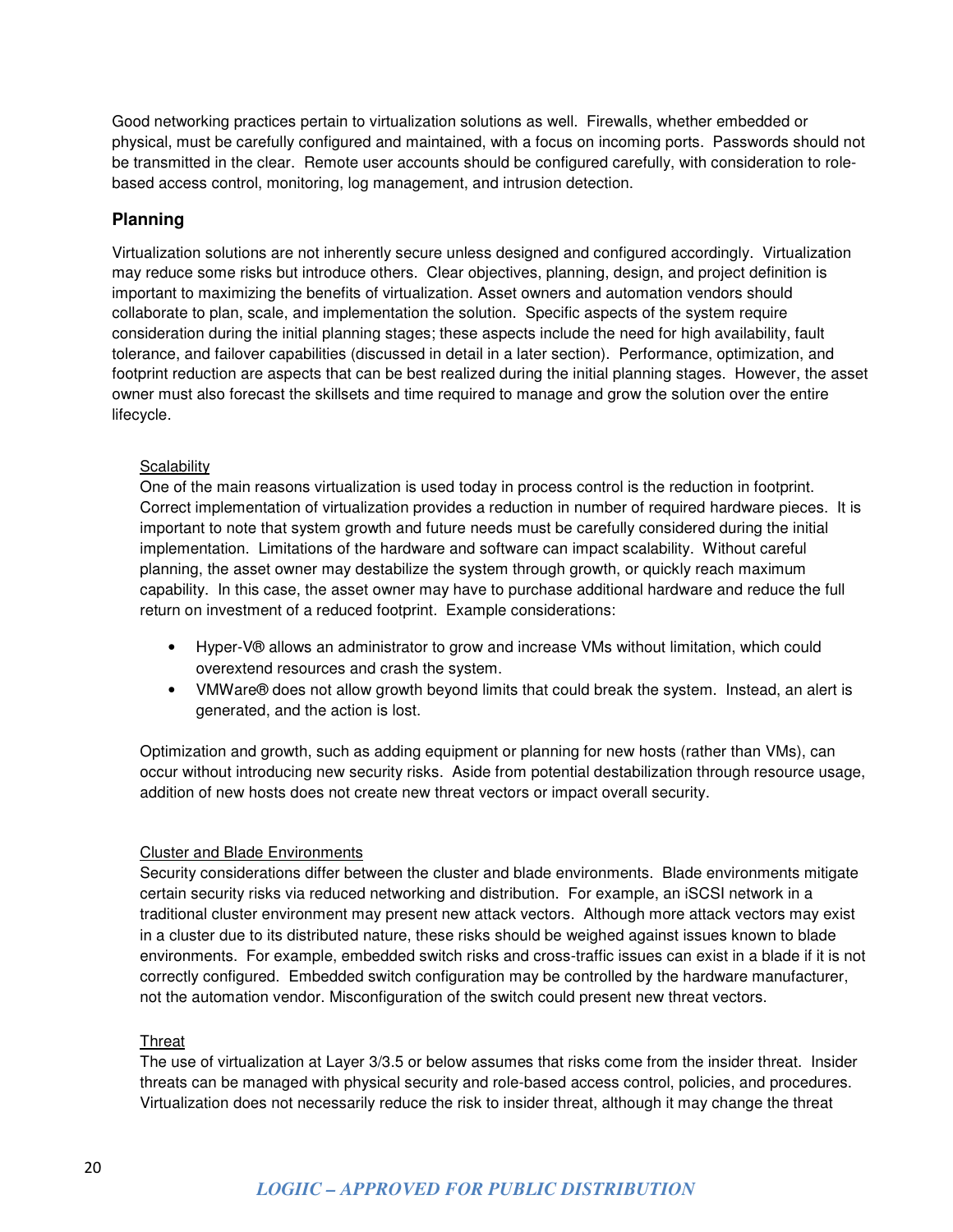Good networking practices pertain to virtualization solutions as well. Firewalls, whether embedded or physical, must be carefully configured and maintained, with a focus on incoming ports. Passwords should not be transmitted in the clear. Remote user accounts should be configured carefully, with consideration to role-based access control, monitoring, log management, and intrusion detection.

## Planning

Virtualization solutions are not inherently secure unless designed and configured accordingly. Virtualization may reduce some risks but introduce others. Clear objectives, planning, design, and project definition is important to maximizing the benefits of virtualization. Asset owners and automation vendors should collaborate to plan, scale, and implementation the solution. Specific aspects of the system require consideration during the initial planning stages; these aspects include the need for high availability, fault tolerance, and failover capabilities (discussed in detail in a later section). Performance, optimization, and footprint reduction are aspects that can be best realized during the initial planning stages. However, the asset owner must also forecast the skillsets and time required to manage and grow the solution over the entire lifecycle.

### Scalability

One of the main reasons virtualization is used today in process control is the reduction in footprint. Correct implementation of virtualization provides a reduction in number of required hardware pieces. It is important to note that system growth and future needs must be carefully considered during the initial implementation. Limitations of the hardware and software can impact scalability. Without careful planning, the asset owner may destabilize the system through growth, or quickly reach maximum capability. In this case, the asset owner may have to purchase additional hardware and reduce the full return on investment of a reduced footprint. Example considerations:

- Hyper-V® allows an administrator to grow and increase VMs without limitation, which could overextend resources and crash the system.
- VMWare® does not allow growth beyond limits that could break the system. Instead, an alert is generated, and the action is lost.

Optimization and growth, such as adding equipment or planning for new hosts (rather than VMs), can occur without introducing new security risks. Aside from potential destabilization through resource usage, addition of new hosts does not create new threat vectors or impact overall security.

### Cluster and Blade Environments

Security considerations differ between the cluster and blade environments. Blade environments mitigate certain security risks via reduced networking and distribution. For example, an iSCSI network in a traditional cluster environment may present new attack vectors. Although more attack vectors may exist in a cluster due to its distributed nature, these risks should be weighed against issues known to blade environments. For example, embedded switch risks and cross-traffic issues can exist in a blade if it is not correctly configured. Embedded switch configuration may be controlled by the hardware manufacturer, not the automation vendor. Misconfiguration of the switch could present new threat vectors.

### Threat

The use of virtualization at Layer 3/3.5 or below assumes that risks come from the insider threat. Insider threats can be managed with physical security and role-based access control, policies, and procedures. Virtualization does not necessarily reduce the risk to insider threat, although it may change the threat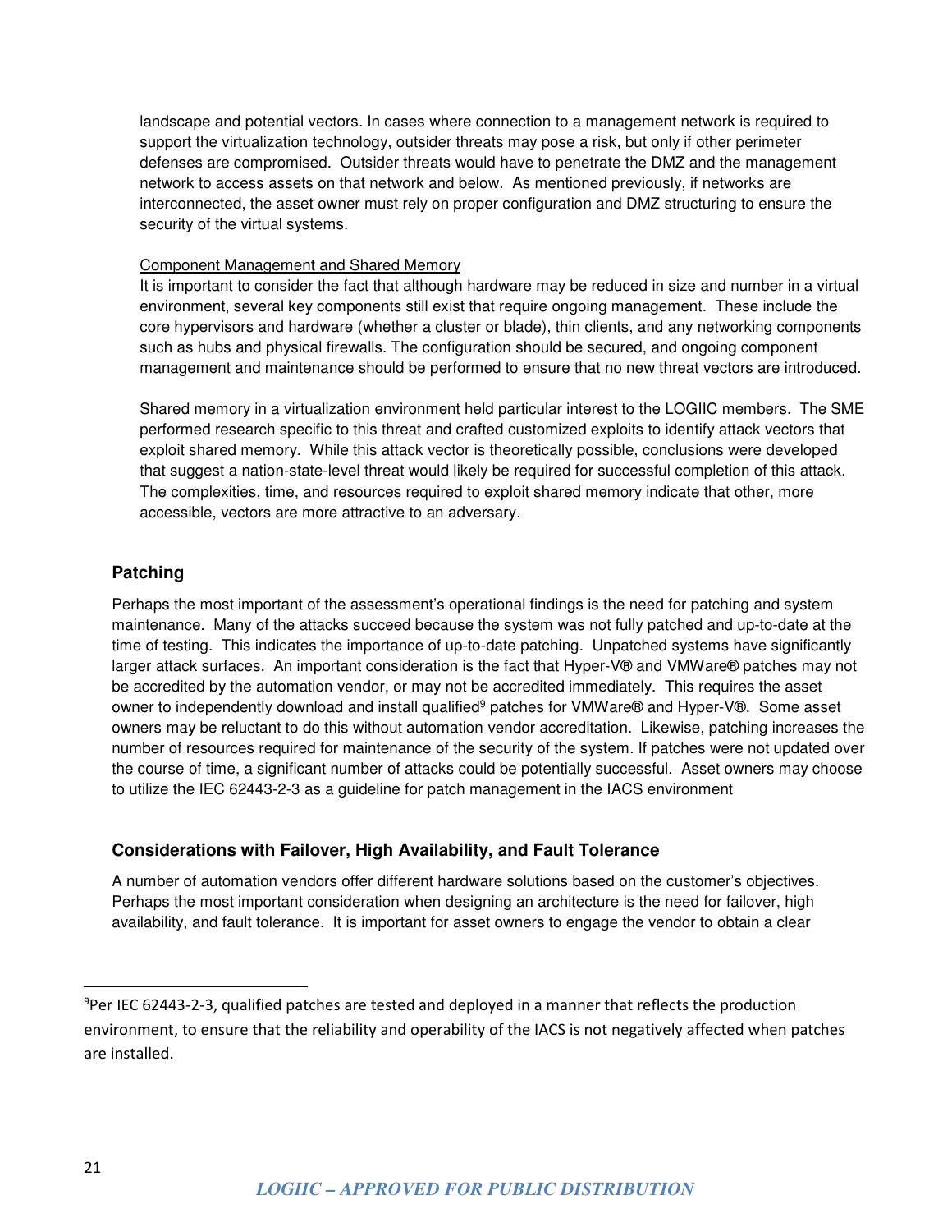landscape and potential vectors. In cases where connection to a management network is required to support the virtualization technology, outsider threats may pose a risk, but only if other perimeter defenses are compromised. Outsider threats would have to penetrate the DMZ and the management network to access assets on that network and below. As mentioned previously, if networks are interconnected, the asset owner must rely on proper configuration and DMZ structuring to ensure the security of the virtual systems.

Component Management and Shared Memory

It is important to consider the fact that although hardware may be reduced in size and number in a virtual environment, several key components still exist that require ongoing management. These include the core hypervisors and hardware (whether a cluster or blade), thin clients, and any networking components such as hubs and physical firewalls. The configuration should be secured, and ongoing component management and maintenance should be performed to ensure that no new threat vectors are introduced.

Shared memory in a virtualization environment held particular interest to the LOGIIC members. The SME performed research specific to this threat and crafted customized exploits to identify attack vectors that exploit shared memory. While this attack vector is theoretically possible, conclusions were developed that suggest a nation-state-level threat would likely be required for successful completion of this attack. The complexities, time, and resources required to exploit shared memory indicate that other, more accessible, vectors are more attractive to an adversary.

### Patching

Perhaps the most important of the assessment's operational findings is the need for patching and system maintenance. Many of the attacks succeed because the system was not fully patched and up-to-date at the time of testing. This indicates the importance of up-to-date patching. Unpatched systems have significantly larger attack surfaces. An important consideration is the fact that Hyper-V® and VMWare® patches may not be accredited by the automation vendor, or may not be accredited immediately. This requires the asset owner to independently download and install qualified[9] patches for VMWare® and Hyper-V®. Some asset owners may be reluctant to do this without automation vendor accreditation. Likewise, patching increases the number of resources required for maintenance of the security of the system. If patches were not updated over the course of time, a significant number of attacks could be potentially successful. Asset owners may choose to utilize the IEC 62443-2-3 as a guideline for patch management in the IACS environment

### Considerations with Failover, High Availability, and Fault Tolerance

A number of automation vendors offer different hardware solutions based on the customer's objectives. Perhaps the most important consideration when designing an architecture is the need for failover, high availability, and fault tolerance. It is important for asset owners to engage the vendor to obtain a clear

[9] Per IEC 62443-2-3, qualified patches are tested and deployed in a manner that reflects the production environment, to ensure that the reliability and operability of the IACS is not negatively affected when patches are installed.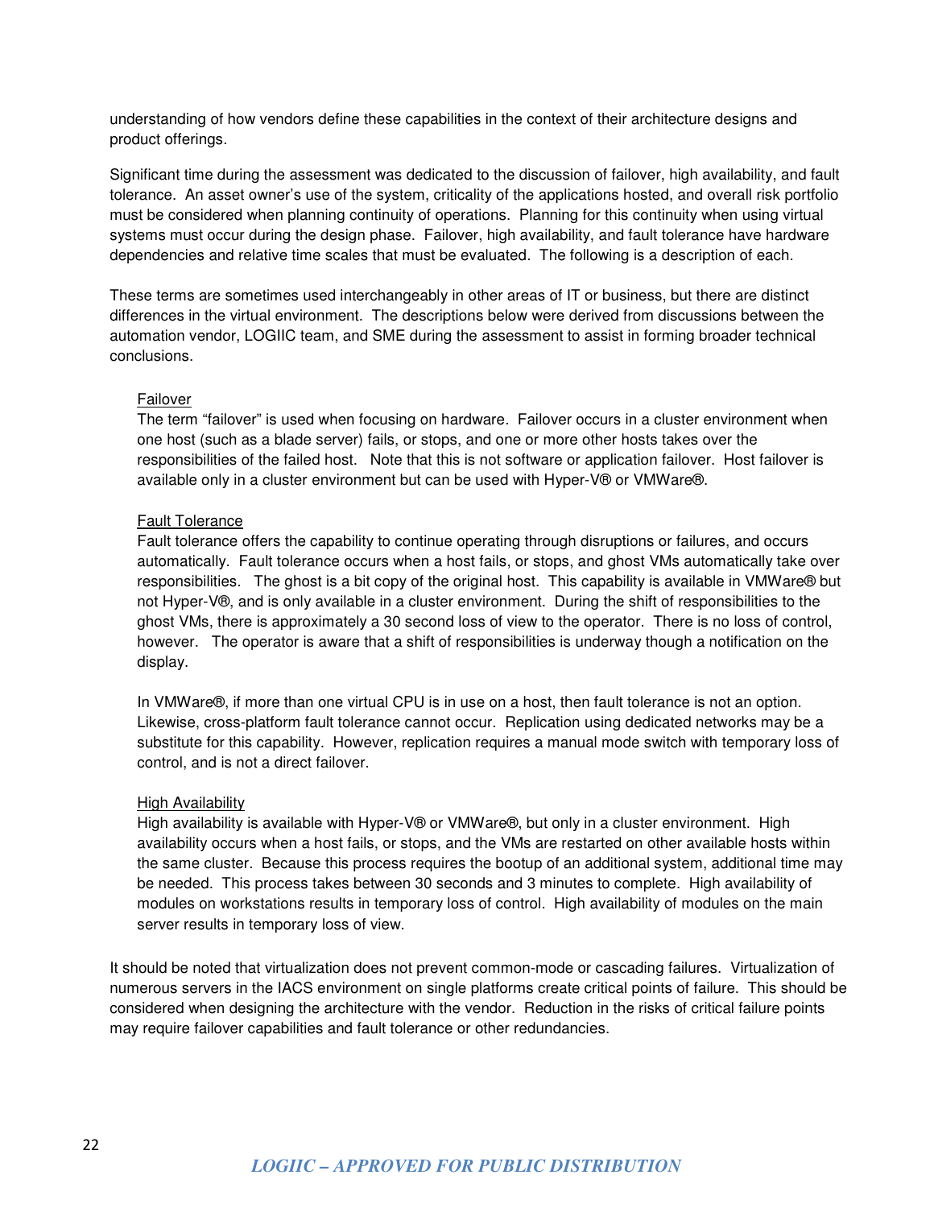understanding of how vendors define these capabilities in the context of their architecture designs and product offerings.

Significant time during the assessment was dedicated to the discussion of failover, high availability, and fault tolerance. An asset owner's use of the system, criticality of the applications hosted, and overall risk portfolio must be considered when planning continuity of operations. Planning for this continuity when using virtual systems must occur during the design phase. Failover, high availability, and fault tolerance have hardware dependencies and relative time scales that must be evaluated. The following is a description of each.

These terms are sometimes used interchangeably in other areas of IT or business, but there are distinct differences in the virtual environment. The descriptions below were derived from discussions between the automation vendor, LOGIIC team, and SME during the assessment to assist in forming broader technical conclusions.

<u>Failover</u>

The term "failover" is used when focusing on hardware. Failover occurs in a cluster environment when one host (such as a blade server) fails, or stops, and one or more other hosts takes over the responsibilities of the failed host. Note that this is not software or application failover. Host failover is available only in a cluster environment but can be used with Hyper-V® or VMWare®.

<u>Fault Tolerance</u>

Fault tolerance offers the capability to continue operating through disruptions or failures, and occurs automatically. Fault tolerance occurs when a host fails, or stops, and ghost VMs automatically take over responsibilities. The ghost is a bit copy of the original host. This capability is available in VMWare® but not Hyper-V®, and is only available in a cluster environment. During the shift of responsibilities to the ghost VMs, there is approximately a 30 second loss of view to the operator. There is no loss of control, however. The operator is aware that a shift of responsibilities is underway though a notification on the display.

In VMWare®, if more than one virtual CPU is in use on a host, then fault tolerance is not an option. Likewise, cross-platform fault tolerance cannot occur. Replication using dedicated networks may be a substitute for this capability. However, replication requires a manual mode switch with temporary loss of control, and is not a direct failover.

<u>High Availability</u>

High availability is available with Hyper-V® or VMWare®, but only in a cluster environment. High availability occurs when a host fails, or stops, and the VMs are restarted on other available hosts within the same cluster. Because this process requires the bootup of an additional system, additional time may be needed. This process takes between 30 seconds and 3 minutes to complete. High availability of modules on workstations results in temporary loss of control. High availability of modules on the main server results in temporary loss of view.

It should be noted that virtualization does not prevent common-mode or cascading failures. Virtualization of numerous servers in the IACS environment on single platforms create critical points of failure. This should be considered when designing the architecture with the vendor. Reduction in the risks of critical failure points may require failover capabilities and fault tolerance or other redundancies.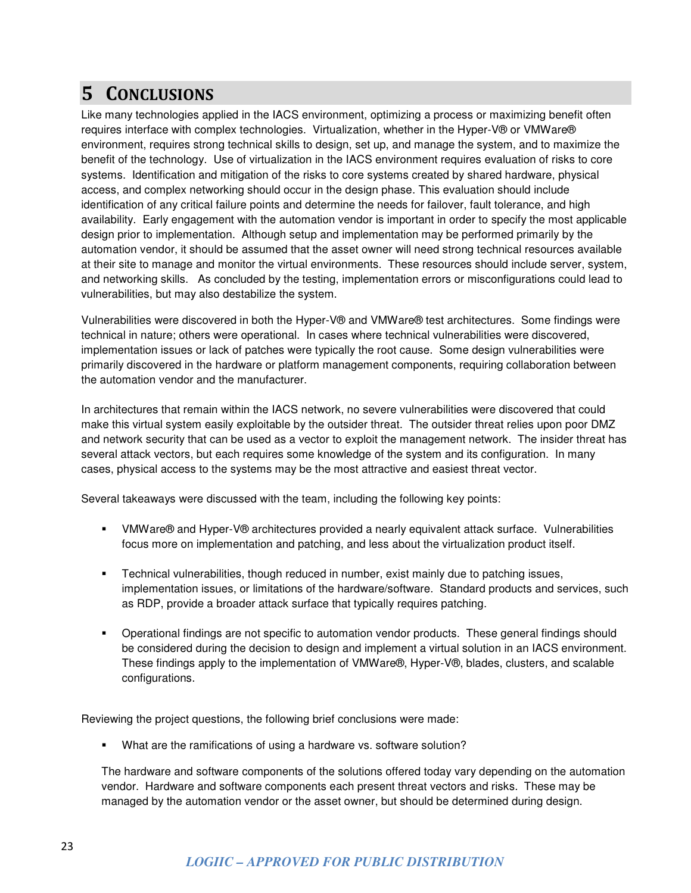# 5 Conclusions

Like many technologies applied in the IACS environment, optimizing a process or maximizing benefit often requires interface with complex technologies. Virtualization, whether in the Hyper-V® or VMWare® environment, requires strong technical skills to design, set up, and manage the system, and to maximize the benefit of the technology. Use of virtualization in the IACS environment requires evaluation of risks to core systems. Identification and mitigation of the risks to core systems created by shared hardware, physical access, and complex networking should occur in the design phase. This evaluation should include identification of any critical failure points and determine the needs for failover, fault tolerance, and high availability. Early engagement with the automation vendor is important in order to specify the most applicable design prior to implementation. Although setup and implementation may be performed primarily by the automation vendor, it should be assumed that the asset owner will need strong technical resources available at their site to manage and monitor the virtual environments. These resources should include server, system, and networking skills. As concluded by the testing, implementation errors or misconfigurations could lead to vulnerabilities, but may also destabilize the system.

Vulnerabilities were discovered in both the Hyper-V® and VMWare® test architectures. Some findings were technical in nature; others were operational. In cases where technical vulnerabilities were discovered, implementation issues or lack of patches were typically the root cause. Some design vulnerabilities were primarily discovered in the hardware or platform management components, requiring collaboration between the automation vendor and the manufacturer.

In architectures that remain within the IACS network, no severe vulnerabilities were discovered that could make this virtual system easily exploitable by the outsider threat. The outsider threat relies upon poor DMZ and network security that can be used as a vector to exploit the management network. The insider threat has several attack vectors, but each requires some knowledge of the system and its configuration. In many cases, physical access to the systems may be the most attractive and easiest threat vector.

Several takeaways were discussed with the team, including the following key points:

- VMWare® and Hyper-V® architectures provided a nearly equivalent attack surface. Vulnerabilities focus more on implementation and patching, and less about the virtualization product itself.
- Technical vulnerabilities, though reduced in number, exist mainly due to patching issues, implementation issues, or limitations of the hardware/software. Standard products and services, such as RDP, provide a broader attack surface that typically requires patching.
- Operational findings are not specific to automation vendor products. These general findings should be considered during the decision to design and implement a virtual solution in an IACS environment. These findings apply to the implementation of VMWare®, Hyper-V®, blades, clusters, and scalable configurations.

Reviewing the project questions, the following brief conclusions were made:

- What are the ramifications of using a hardware vs. software solution?

The hardware and software components of the solutions offered today vary depending on the automation vendor. Hardware and software components each present threat vectors and risks. These may be managed by the automation vendor or the asset owner, but should be determined during design.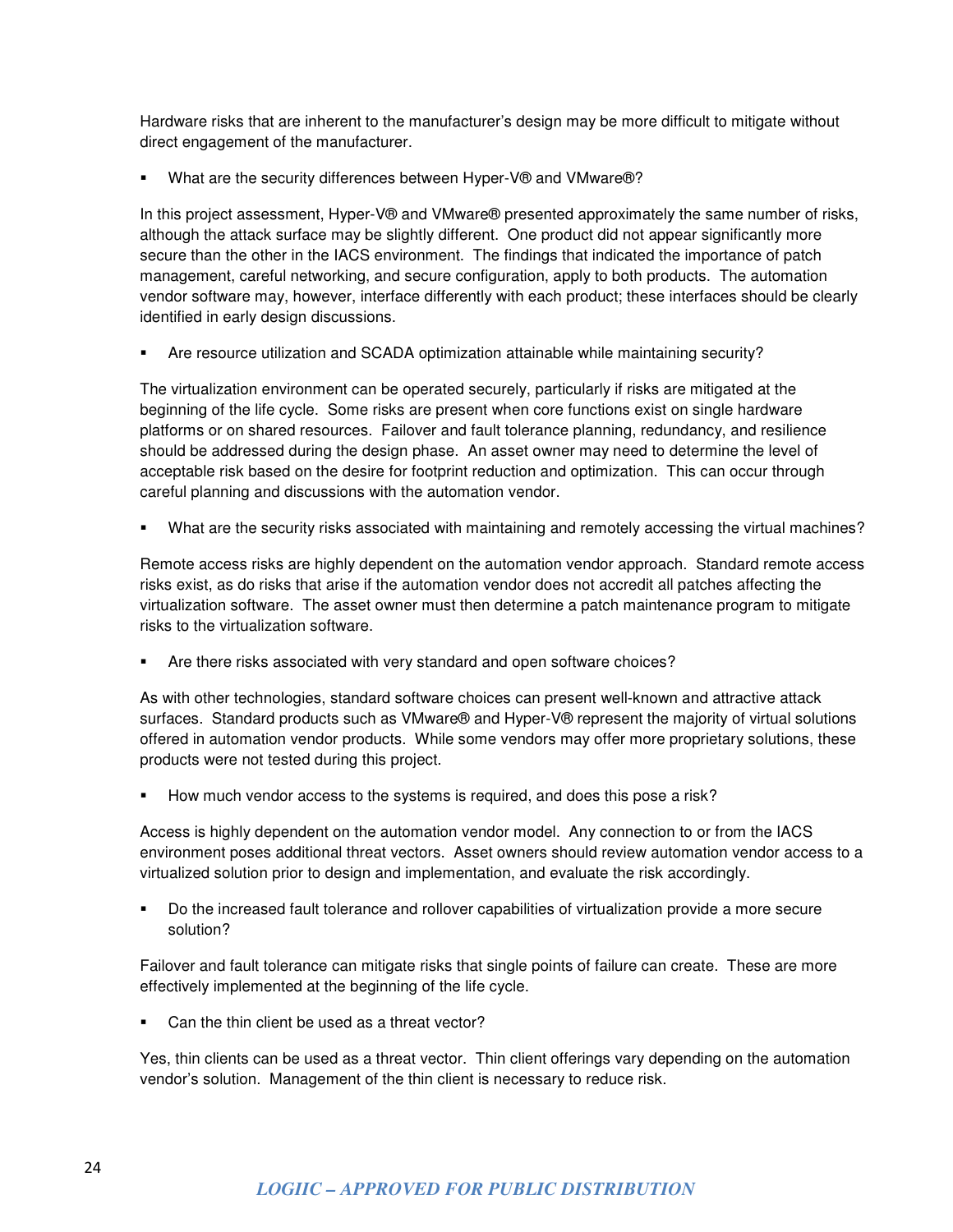Hardware risks that are inherent to the manufacturer's design may be more difficult to mitigate without direct engagement of the manufacturer.

- What are the security differences between Hyper-V® and VMware®?

In this project assessment, Hyper-V® and VMware® presented approximately the same number of risks, although the attack surface may be slightly different. One product did not appear significantly more secure than the other in the IACS environment. The findings that indicated the importance of patch management, careful networking, and secure configuration, apply to both products. The automation vendor software may, however, interface differently with each product; these interfaces should be clearly identified in early design discussions.

- Are resource utilization and SCADA optimization attainable while maintaining security?

The virtualization environment can be operated securely, particularly if risks are mitigated at the beginning of the life cycle. Some risks are present when core functions exist on single hardware platforms or on shared resources. Failover and fault tolerance planning, redundancy, and resilience should be addressed during the design phase. An asset owner may need to determine the level of acceptable risk based on the desire for footprint reduction and optimization. This can occur through careful planning and discussions with the automation vendor.

- What are the security risks associated with maintaining and remotely accessing the virtual machines?

Remote access risks are highly dependent on the automation vendor approach. Standard remote access risks exist, as do risks that arise if the automation vendor does not accredit all patches affecting the virtualization software. The asset owner must then determine a patch maintenance program to mitigate risks to the virtualization software.

- Are there risks associated with very standard and open software choices?

As with other technologies, standard software choices can present well-known and attractive attack surfaces. Standard products such as VMware® and Hyper-V® represent the majority of virtual solutions offered in automation vendor products. While some vendors may offer more proprietary solutions, these products were not tested during this project.

- How much vendor access to the systems is required, and does this pose a risk?

Access is highly dependent on the automation vendor model. Any connection to or from the IACS environment poses additional threat vectors. Asset owners should review automation vendor access to a virtualized solution prior to design and implementation, and evaluate the risk accordingly.

- Do the increased fault tolerance and rollover capabilities of virtualization provide a more secure solution?

Failover and fault tolerance can mitigate risks that single points of failure can create. These are more effectively implemented at the beginning of the life cycle.

- Can the thin client be used as a threat vector?

Yes, thin clients can be used as a threat vector. Thin client offerings vary depending on the automation vendor's solution. Management of the thin client is necessary to reduce risk.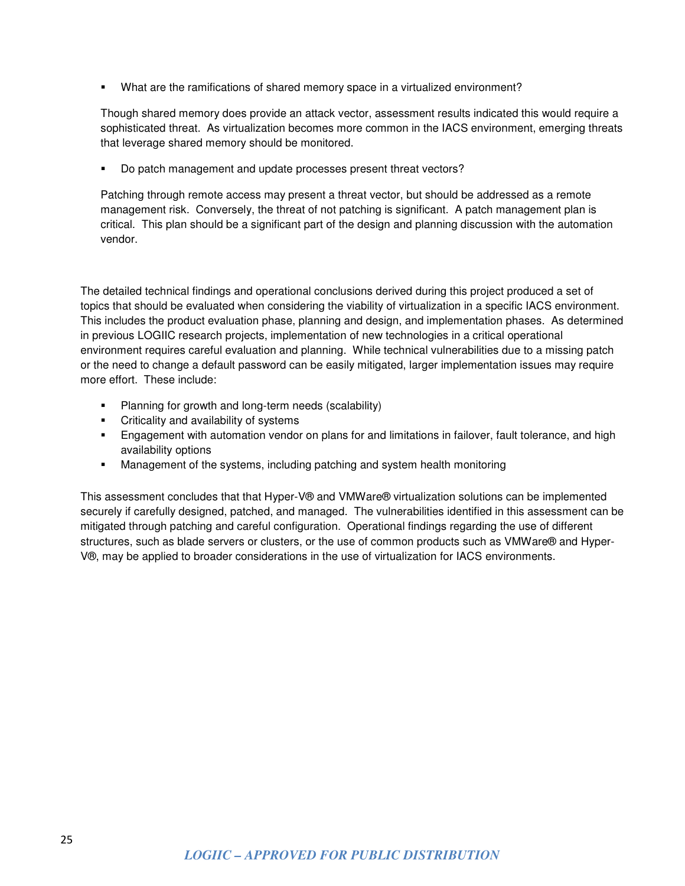- What are the ramifications of shared memory space in a virtualized environment?

  Though shared memory does provide an attack vector, assessment results indicated this would require a sophisticated threat. As virtualization becomes more common in the IACS environment, emerging threats that leverage shared memory should be monitored.

- Do patch management and update processes present threat vectors?

  Patching through remote access may present a threat vector, but should be addressed as a remote management risk. Conversely, the threat of not patching is significant. A patch management plan is critical. This plan should be a significant part of the design and planning discussion with the automation vendor.

The detailed technical findings and operational conclusions derived during this project produced a set of topics that should be evaluated when considering the viability of virtualization in a specific IACS environment. This includes the product evaluation phase, planning and design, and implementation phases. As determined in previous LOGIIC research projects, implementation of new technologies in a critical operational environment requires careful evaluation and planning. While technical vulnerabilities due to a missing patch or the need to change a default password can be easily mitigated, larger implementation issues may require more effort. These include:

- Planning for growth and long-term needs (scalability)
- Criticality and availability of systems
- Engagement with automation vendor on plans for and limitations in failover, fault tolerance, and high availability options
- Management of the systems, including patching and system health monitoring

This assessment concludes that that Hyper-V® and VMWare® virtualization solutions can be implemented securely if carefully designed, patched, and managed. The vulnerabilities identified in this assessment can be mitigated through patching and careful configuration. Operational findings regarding the use of different structures, such as blade servers or clusters, or the use of common products such as VMWare® and Hyper-V®, may be applied to broader considerations in the use of virtualization for IACS environments.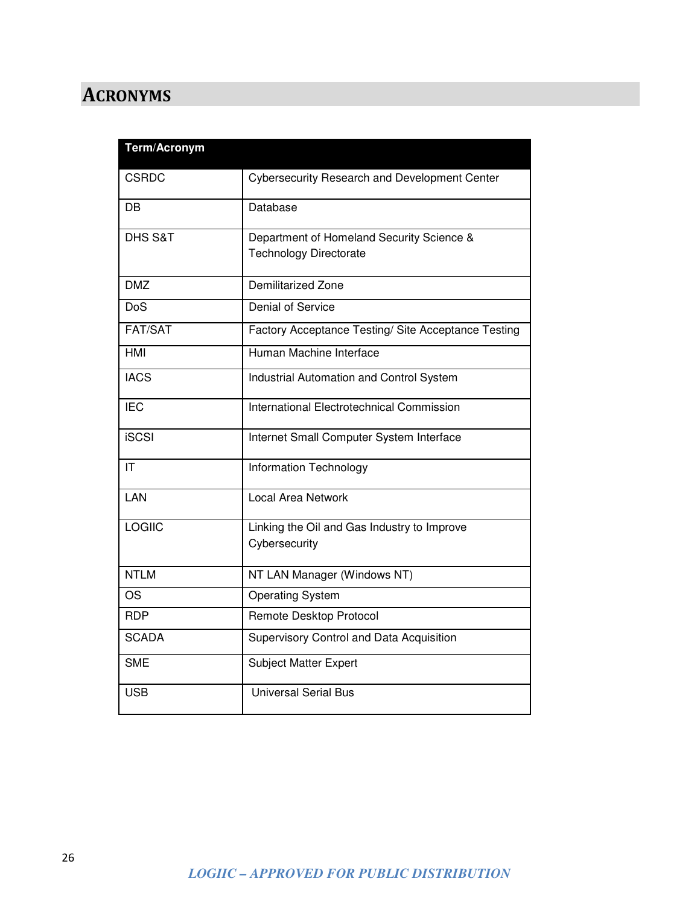# ACRONYMS

| Term/Acronym | |
|---|---|
| CSRDC | Cybersecurity Research and Development Center |
| DB | Database |
| DHS S&T | Department of Homeland Security Science & Technology Directorate |
| DMZ | Demilitarized Zone |
| DoS | Denial of Service |
| FAT/SAT | Factory Acceptance Testing/ Site Acceptance Testing |
| HMI | Human Machine Interface |
| IACS | Industrial Automation and Control System |
| IEC | International Electrotechnical Commission |
| iSCSI | Internet Small Computer System Interface |
| IT | Information Technology |
| LAN | Local Area Network |
| LOGIIC | Linking the Oil and Gas Industry to Improve Cybersecurity |
| NTLM | NT LAN Manager (Windows NT) |
| OS | Operating System |
| RDP | Remote Desktop Protocol |
| SCADA | Supervisory Control and Data Acquisition |
| SME | Subject Matter Expert |
| USB | Universal Serial Bus |